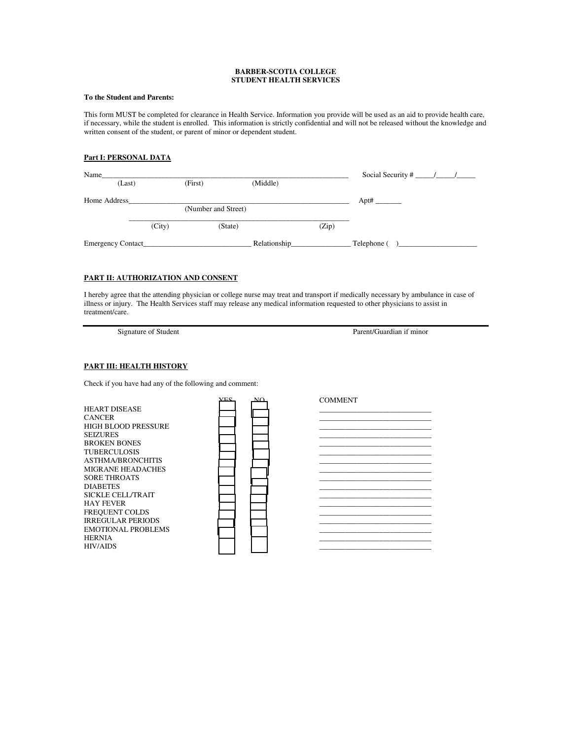**BARBER-SCOTIA COLLEGE**
**STUDENT HEALTH SERVICES**

**To the Student and Parents:**

This form MUST be completed for clearance in Health Service. Information you provide will be used as an aid to provide health care, if necessary, while the student is enrolled. This information is strictly confidential and will not be released without the knowledge and written consent of the student, or parent of minor or dependent student.

**Part I: PERSONAL DATA**

Name_____________________________________________________________________ Social Security # _____/_____/_____
(Last) (First) (Middle)

Home Address__________________________________________________________ Apt# _______
(Number and Street)

_____________________________________________________________
(City) (State) (Zip)

Emergency Contact_____________________________ Relationship________________ Telephone ( )_____________________

**PART II: AUTHORIZATION AND CONSENT**

I hereby agree that the attending physician or college nurse may treat and transport if medically necessary by ambulance in case of illness or injury. The Health Services staff may release any medical information requested to other physicians to assist in treatment/care.

_____________________________________________________________________________________________

Signature of Student Parent/Guardian if minor

**PART III: HEALTH HISTORY**

Check if you have had any of the following and comment:

| | YES | NO | COMMENT |
|---|---|---|---|
| HEART DISEASE | ☐ | ☐ | ______________________________ |
| CANCER | ☐ | ☐ | ______________________________ |
| HIGH BLOOD PRESSURE | ☐ | ☐ | ______________________________ |
| SEIZURES | ☐ | ☐ | ______________________________ |
| BROKEN BONES | ☐ | ☐ | ______________________________ |
| TUBERCULOSIS | ☐ | ☐ | ______________________________ |
| ASTHMA/BRONCHITIS | ☐ | ☐ | ______________________________ |
| MIGRANE HEADACHES | ☐ | ☐ | ______________________________ |
| SORE THROATS | ☐ | ☐ | ______________________________ |
| DIABETES | ☐ | ☐ | ______________________________ |
| SICKLE CELL/TRAIT | ☐ | ☐ | ______________________________ |
| HAY FEVER | ☐ | ☐ | ______________________________ |
| FREQUENT COLDS | ☐ | ☐ | ______________________________ |
| IRREGULAR PERIODS | ☐ | ☐ | ______________________________ |
| EMOTIONAL PROBLEMS | ☐ | ☐ | ______________________________ |
| HERNIA | ☐ | ☐ | ______________________________ |
| HIV/AIDS | ☐ | ☐ | ______________________________ |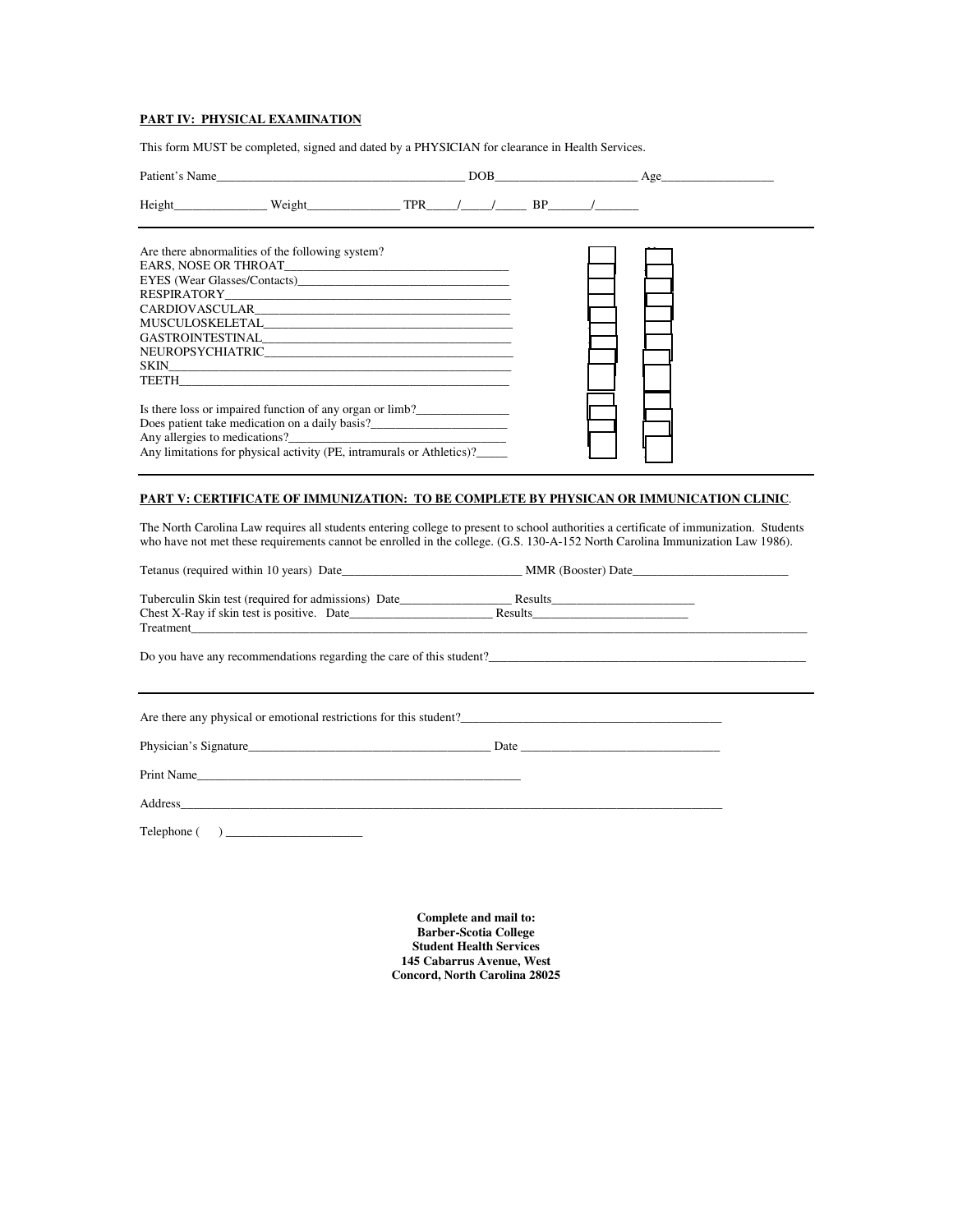**PART IV: PHYSICAL EXAMINATION**

This form MUST be completed, signed and dated by a PHYSICIAN for clearance in Health Services.

Patient's Name_________________________________________ DOB_______________________ Age__________________

Height_______________ Weight_______________ TPR_____/_____/_____ BP_______/_______

---

Are there abnormalities of the following system?

EARS, NOSE OR THROAT____________________________________ ☐ ☐

EYES (Wear Glasses/Contacts)___________________________________ ☐ ☐

RESPIRATORY____________________________________________ ☐ ☐

CARDIOVASCULAR__________________________________________ ☐ ☐

MUSCULOSKELETAL_________________________________________ ☐ ☐

GASTROINTESTINAL_________________________________________ ☐ ☐

NEUROPSYCHIATRIC_________________________________________ ☐ ☐

SKIN__________________________________________________ ☐ ☐

TEETH_________________________________________________ ☐ ☐

Is there loss or impaired function of any organ or limb?_______________ ☐ ☐

Does patient take medication on a daily basis?______________________ ☐ ☐

Any allergies to medications?_________________________________ ☐ ☐

Any limitations for physical activity (PE, intramurals or Athletics)?_____ ☐ ☐

---

**PART V: CERTIFICATE OF IMMUNIZATION: TO BE COMPLETE BY PHYSICAN OR IMMUNICATION CLINIC**.

The North Carolina Law requires all students entering college to present to school authorities a certificate of immunization. Students who have not met these requirements cannot be enrolled in the college. (G.S. 130-A-152 North Carolina Immunization Law 1986).

Tetanus (required within 10 years) Date_____________________________ MMR (Booster) Date_________________________

Tuberculin Skin test (required for admissions) Date__________________ Results_______________________

Chest X-Ray if skin test is positive. Date_______________________ Results_________________________

Treatment_______________________________________________________________________________________________

Do you have any recommendations regarding the care of this student?____________________________________________________

---

Are there any physical or emotional restrictions for this student?___________________________________________

Physician's Signature_______________________________________ Date ________________________________

Print Name_______________________________________________________

Address___________________________________________________________________________________________

Telephone (     ) _____________________

**Complete and mail to:**
**Barber-Scotia College**
**Student Health Services**
**145 Cabarrus Avenue, West**
**Concord, North Carolina 28025**